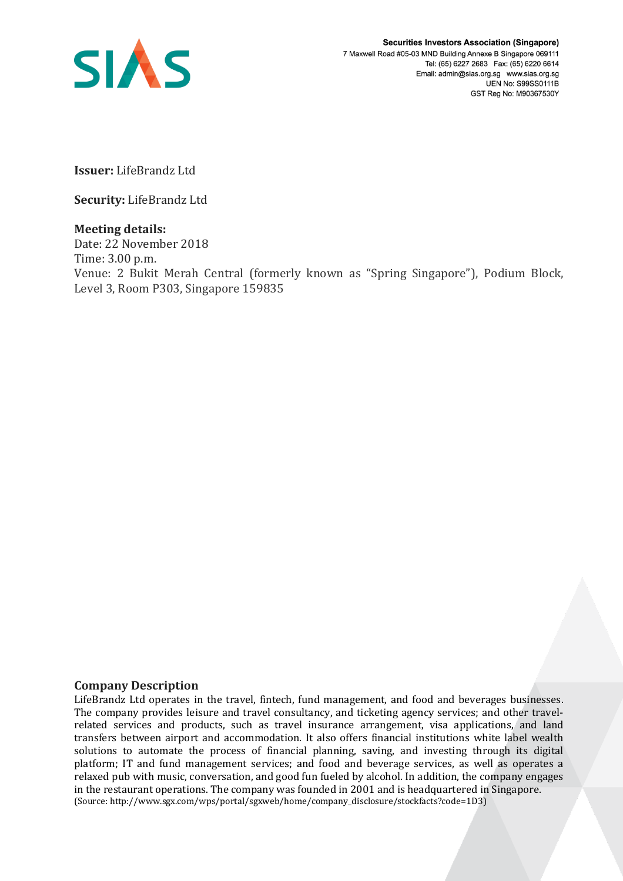Securities Investors Association (Singapore)
7 Maxwell Road #05-03 MND Building Annexe B Singapore 069111
Tel: (65) 6227 2683 Fax: (65) 6220 6614
Email: admin@sias.org.sg www.sias.org.sg
UEN No: S99SS0111B
GST Reg No: M90367530Y

**Issuer:** LifeBrandz Ltd

**Security:** LifeBrandz Ltd

**Meeting details:**
Date: 22 November 2018
Time: 3.00 p.m.
Venue: 2 Bukit Merah Central (formerly known as "Spring Singapore"), Podium Block, Level 3, Room P303, Singapore 159835

## Company Description

LifeBrandz Ltd operates in the travel, fintech, fund management, and food and beverages businesses. The company provides leisure and travel consultancy, and ticketing agency services; and other travel-related services and products, such as travel insurance arrangement, visa applications, and land transfers between airport and accommodation. It also offers financial institutions white label wealth solutions to automate the process of financial planning, saving, and investing through its digital platform; IT and fund management services; and food and beverage services, as well as operates a relaxed pub with music, conversation, and good fun fueled by alcohol. In addition, the company engages in the restaurant operations. The company was founded in 2001 and is headquartered in Singapore.
(Source: http://www.sgx.com/wps/portal/sgxweb/home/company_disclosure/stockfacts?code=1D3)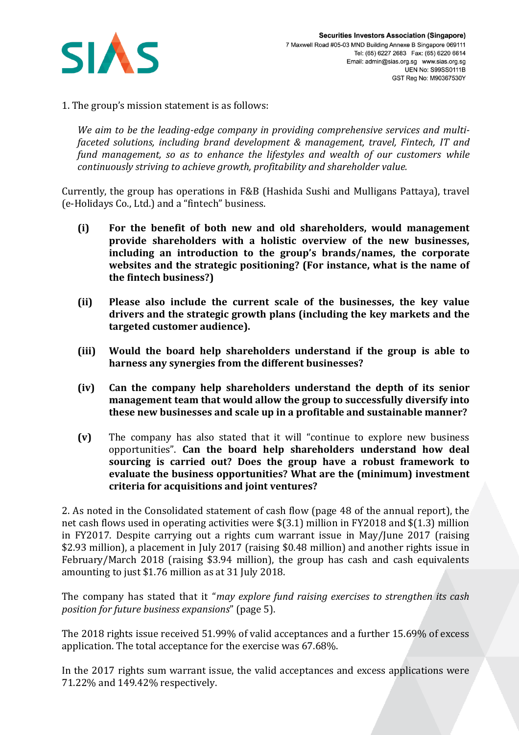1. The group's mission statement is as follows:

*We aim to be the leading-edge company in providing comprehensive services and multi-faceted solutions, including brand development & management, travel, Fintech, IT and fund management, so as to enhance the lifestyles and wealth of our customers while continuously striving to achieve growth, profitability and shareholder value.*

Currently, the group has operations in F&B (Hashida Sushi and Mulligans Pattaya), travel (e-Holidays Co., Ltd.) and a "fintech" business.

- **(i) For the benefit of both new and old shareholders, would management provide shareholders with a holistic overview of the new businesses, including an introduction to the group's brands/names, the corporate websites and the strategic positioning? (For instance, what is the name of the fintech business?)**

- **(ii) Please also include the current scale of the businesses, the key value drivers and the strategic growth plans (including the key markets and the targeted customer audience).**

- **(iii) Would the board help shareholders understand if the group is able to harness any synergies from the different businesses?**

- **(iv) Can the company help shareholders understand the depth of its senior management team that would allow the group to successfully diversify into these new businesses and scale up in a profitable and sustainable manner?**

- **(v)** The company has also stated that it will "continue to explore new business opportunities". **Can the board help shareholders understand how deal sourcing is carried out? Does the group have a robust framework to evaluate the business opportunities? What are the (minimum) investment criteria for acquisitions and joint ventures?**

2. As noted in the Consolidated statement of cash flow (page 48 of the annual report), the net cash flows used in operating activities were $(3.1) million in FY2018 and $(1.3) million in FY2017. Despite carrying out a rights cum warrant issue in May/June 2017 (raising $2.93 million), a placement in July 2017 (raising $0.48 million) and another rights issue in February/March 2018 (raising $3.94 million), the group has cash and cash equivalents amounting to just $1.76 million as at 31 July 2018.

The company has stated that it "*may explore fund raising exercises to strengthen its cash position for future business expansions*" (page 5).

The 2018 rights issue received 51.99% of valid acceptances and a further 15.69% of excess application. The total acceptance for the exercise was 67.68%.

In the 2017 rights sum warrant issue, the valid acceptances and excess applications were 71.22% and 149.42% respectively.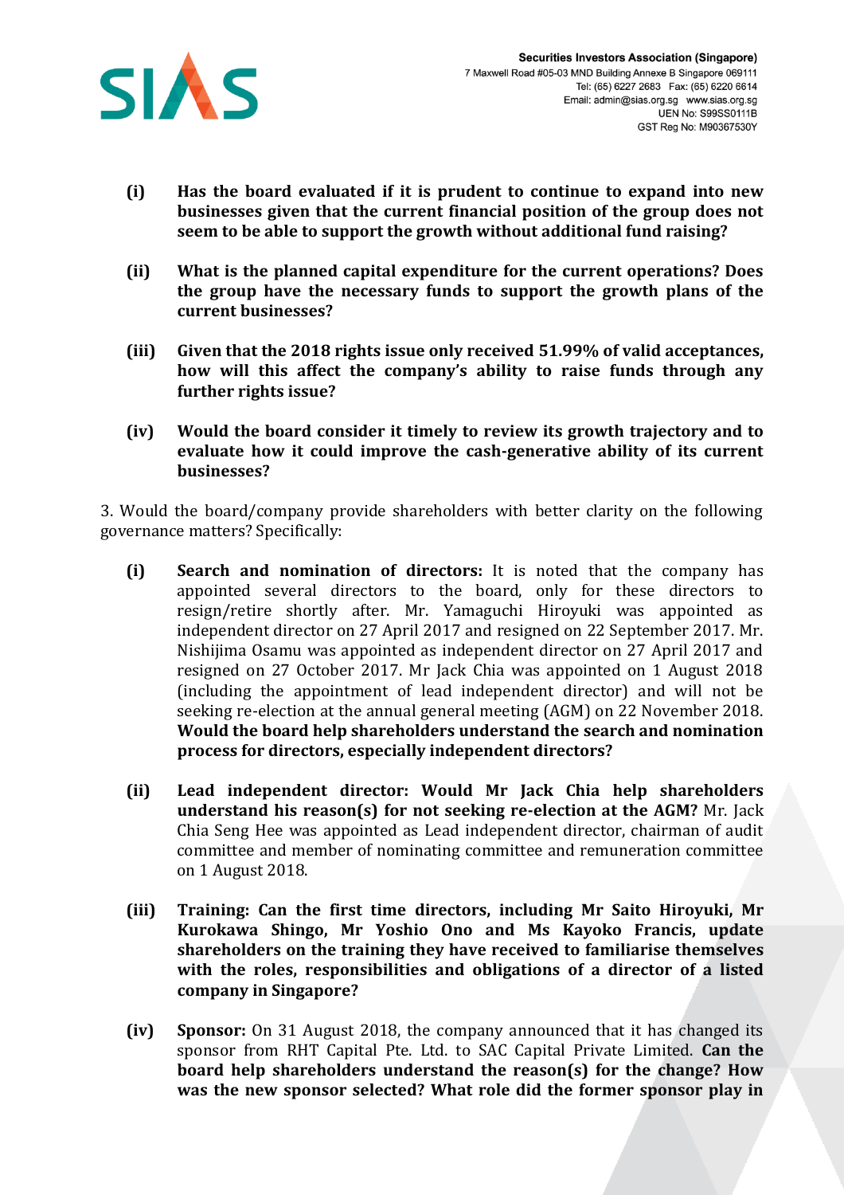- **(i) Has the board evaluated if it is prudent to continue to expand into new businesses given that the current financial position of the group does not seem to be able to support the growth without additional fund raising?**

- **(ii) What is the planned capital expenditure for the current operations? Does the group have the necessary funds to support the growth plans of the current businesses?**

- **(iii) Given that the 2018 rights issue only received 51.99% of valid acceptances, how will this affect the company's ability to raise funds through any further rights issue?**

- **(iv) Would the board consider it timely to review its growth trajectory and to evaluate how it could improve the cash-generative ability of its current businesses?**

3. Would the board/company provide shareholders with better clarity on the following governance matters? Specifically:

- **(i) Search and nomination of directors:** It is noted that the company has appointed several directors to the board, only for these directors to resign/retire shortly after. Mr. Yamaguchi Hiroyuki was appointed as independent director on 27 April 2017 and resigned on 22 September 2017. Mr. Nishijima Osamu was appointed as independent director on 27 April 2017 and resigned on 27 October 2017. Mr Jack Chia was appointed on 1 August 2018 (including the appointment of lead independent director) and will not be seeking re-election at the annual general meeting (AGM) on 22 November 2018. **Would the board help shareholders understand the search and nomination process for directors, especially independent directors?**

- **(ii) Lead independent director: Would Mr Jack Chia help shareholders understand his reason(s) for not seeking re-election at the AGM?** Mr. Jack Chia Seng Hee was appointed as Lead independent director, chairman of audit committee and member of nominating committee and remuneration committee on 1 August 2018.

- **(iii) Training: Can the first time directors, including Mr Saito Hiroyuki, Mr Kurokawa Shingo, Mr Yoshio Ono and Ms Kayoko Francis, update shareholders on the training they have received to familiarise themselves with the roles, responsibilities and obligations of a director of a listed company in Singapore?**

- **(iv) Sponsor:** On 31 August 2018, the company announced that it has changed its sponsor from RHT Capital Pte. Ltd. to SAC Capital Private Limited. **Can the board help shareholders understand the reason(s) for the change? How was the new sponsor selected? What role did the former sponsor play in**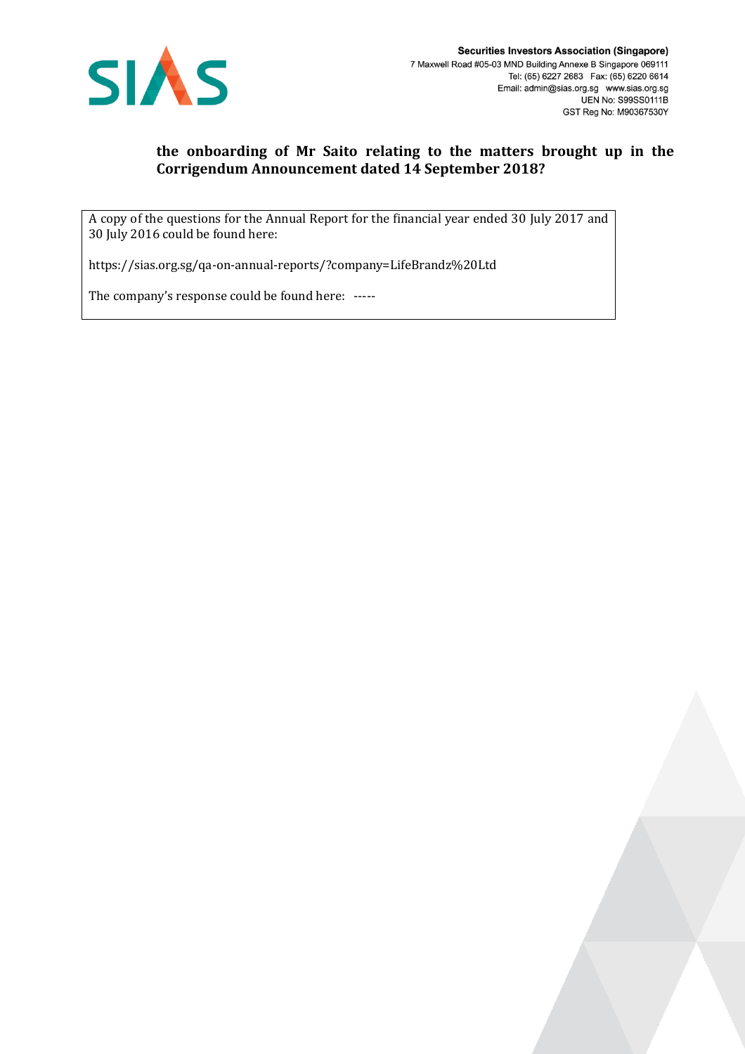**the onboarding of Mr Saito relating to the matters brought up in the Corrigendum Announcement dated 14 September 2018?**

A copy of the questions for the Annual Report for the financial year ended 30 July 2017 and 30 July 2016 could be found here:

https://sias.org.sg/qa-on-annual-reports/?company=LifeBrandz%20Ltd

The company's response could be found here: -----